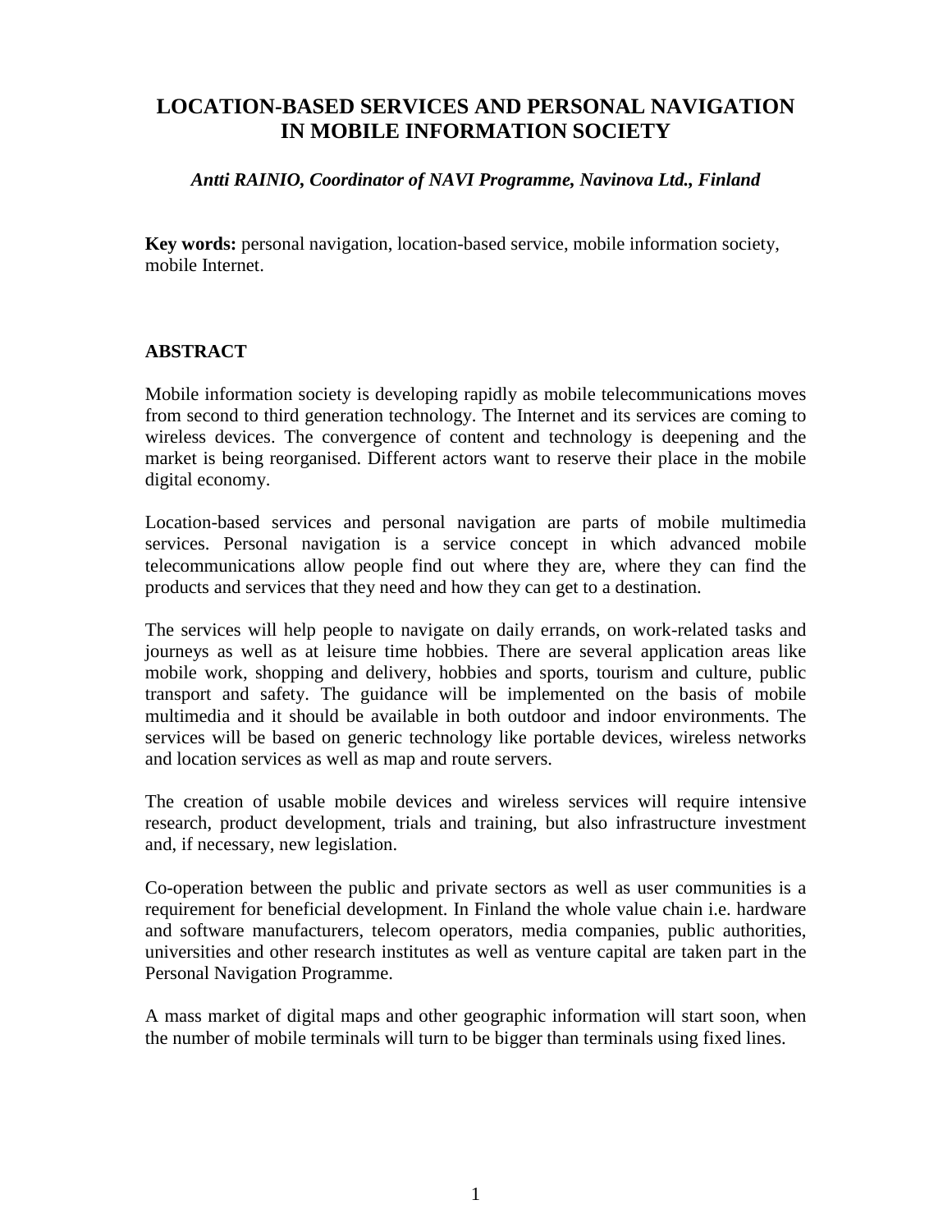# LOCATION-BASED SERVICES AND PERSONAL NAVIGATION IN MOBILE INFORMATION SOCIETY

***Antti RAINIO, Coordinator of NAVI Programme, Navinova Ltd., Finland***

**Key words:** personal navigation, location-based service, mobile information society, mobile Internet.

## ABSTRACT

Mobile information society is developing rapidly as mobile telecommunications moves from second to third generation technology. The Internet and its services are coming to wireless devices. The convergence of content and technology is deepening and the market is being reorganised. Different actors want to reserve their place in the mobile digital economy.

Location-based services and personal navigation are parts of mobile multimedia services. Personal navigation is a service concept in which advanced mobile telecommunications allow people find out where they are, where they can find the products and services that they need and how they can get to a destination.

The services will help people to navigate on daily errands, on work-related tasks and journeys as well as at leisure time hobbies. There are several application areas like mobile work, shopping and delivery, hobbies and sports, tourism and culture, public transport and safety. The guidance will be implemented on the basis of mobile multimedia and it should be available in both outdoor and indoor environments. The services will be based on generic technology like portable devices, wireless networks and location services as well as map and route servers.

The creation of usable mobile devices and wireless services will require intensive research, product development, trials and training, but also infrastructure investment and, if necessary, new legislation.

Co-operation between the public and private sectors as well as user communities is a requirement for beneficial development. In Finland the whole value chain i.e. hardware and software manufacturers, telecom operators, media companies, public authorities, universities and other research institutes as well as venture capital are taken part in the Personal Navigation Programme.

A mass market of digital maps and other geographic information will start soon, when the number of mobile terminals will turn to be bigger than terminals using fixed lines.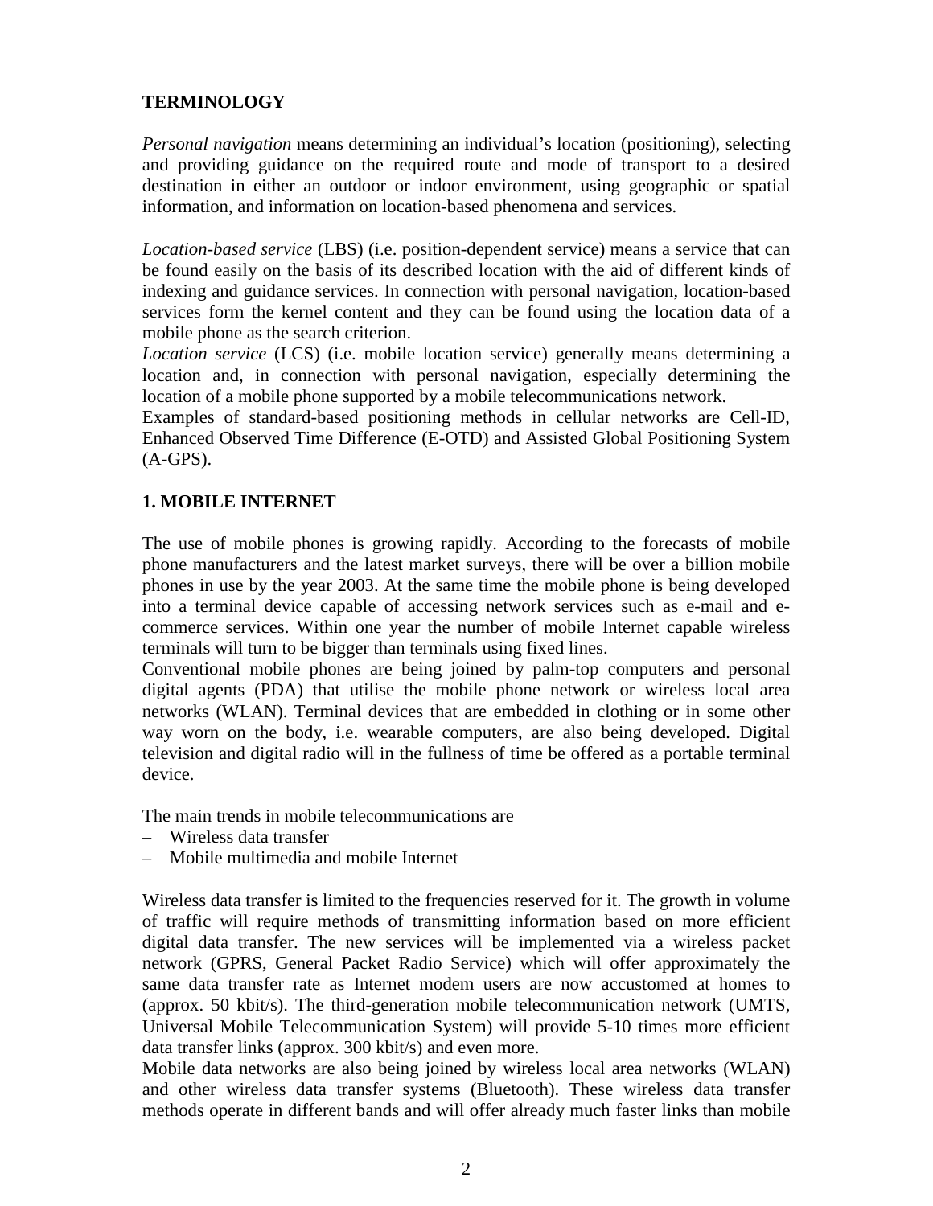## TERMINOLOGY

*Personal navigation* means determining an individual's location (positioning), selecting and providing guidance on the required route and mode of transport to a desired destination in either an outdoor or indoor environment, using geographic or spatial information, and information on location-based phenomena and services.

*Location-based service* (LBS) (i.e. position-dependent service) means a service that can be found easily on the basis of its described location with the aid of different kinds of indexing and guidance services. In connection with personal navigation, location-based services form the kernel content and they can be found using the location data of a mobile phone as the search criterion.

*Location service* (LCS) (i.e. mobile location service) generally means determining a location and, in connection with personal navigation, especially determining the location of a mobile phone supported by a mobile telecommunications network.

Examples of standard-based positioning methods in cellular networks are Cell-ID, Enhanced Observed Time Difference (E-OTD) and Assisted Global Positioning System (A-GPS).

## 1. MOBILE INTERNET

The use of mobile phones is growing rapidly. According to the forecasts of mobile phone manufacturers and the latest market surveys, there will be over a billion mobile phones in use by the year 2003. At the same time the mobile phone is being developed into a terminal device capable of accessing network services such as e-mail and e-commerce services. Within one year the number of mobile Internet capable wireless terminals will turn to be bigger than terminals using fixed lines.

Conventional mobile phones are being joined by palm-top computers and personal digital agents (PDA) that utilise the mobile phone network or wireless local area networks (WLAN). Terminal devices that are embedded in clothing or in some other way worn on the body, i.e. wearable computers, are also being developed. Digital television and digital radio will in the fullness of time be offered as a portable terminal device.

The main trends in mobile telecommunications are

- Wireless data transfer
- Mobile multimedia and mobile Internet

Wireless data transfer is limited to the frequencies reserved for it. The growth in volume of traffic will require methods of transmitting information based on more efficient digital data transfer. The new services will be implemented via a wireless packet network (GPRS, General Packet Radio Service) which will offer approximately the same data transfer rate as Internet modem users are now accustomed at homes to (approx. 50 kbit/s). The third-generation mobile telecommunication network (UMTS, Universal Mobile Telecommunication System) will provide 5-10 times more efficient data transfer links (approx. 300 kbit/s) and even more.

Mobile data networks are also being joined by wireless local area networks (WLAN) and other wireless data transfer systems (Bluetooth). These wireless data transfer methods operate in different bands and will offer already much faster links than mobile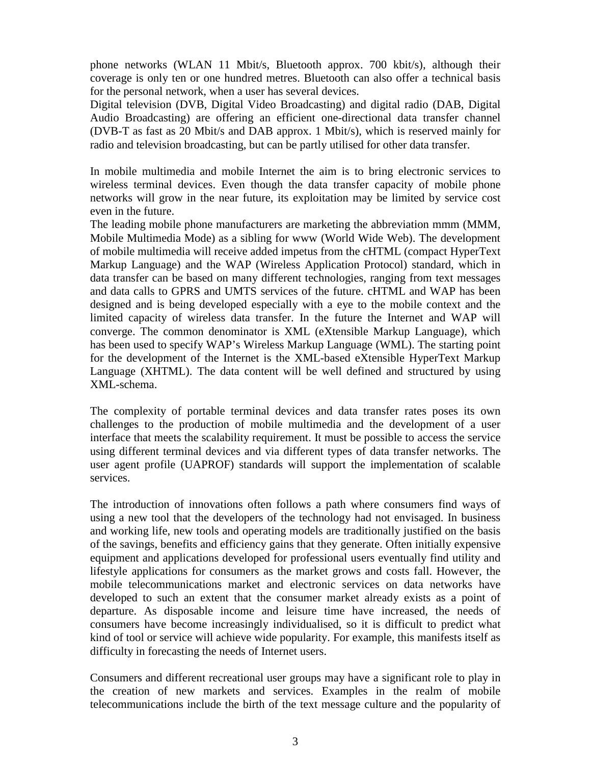phone networks (WLAN 11 Mbit/s, Bluetooth approx. 700 kbit/s), although their coverage is only ten or one hundred metres. Bluetooth can also offer a technical basis for the personal network, when a user has several devices.
Digital television (DVB, Digital Video Broadcasting) and digital radio (DAB, Digital Audio Broadcasting) are offering an efficient one-directional data transfer channel (DVB-T as fast as 20 Mbit/s and DAB approx. 1 Mbit/s), which is reserved mainly for radio and television broadcasting, but can be partly utilised for other data transfer.

In mobile multimedia and mobile Internet the aim is to bring electronic services to wireless terminal devices. Even though the data transfer capacity of mobile phone networks will grow in the near future, its exploitation may be limited by service cost even in the future.
The leading mobile phone manufacturers are marketing the abbreviation mmm (MMM, Mobile Multimedia Mode) as a sibling for www (World Wide Web). The development of mobile multimedia will receive added impetus from the cHTML (compact HyperText Markup Language) and the WAP (Wireless Application Protocol) standard, which in data transfer can be based on many different technologies, ranging from text messages and data calls to GPRS and UMTS services of the future. cHTML and WAP has been designed and is being developed especially with a eye to the mobile context and the limited capacity of wireless data transfer. In the future the Internet and WAP will converge. The common denominator is XML (eXtensible Markup Language), which has been used to specify WAP's Wireless Markup Language (WML). The starting point for the development of the Internet is the XML-based eXtensible HyperText Markup Language (XHTML). The data content will be well defined and structured by using XML-schema.

The complexity of portable terminal devices and data transfer rates poses its own challenges to the production of mobile multimedia and the development of a user interface that meets the scalability requirement. It must be possible to access the service using different terminal devices and via different types of data transfer networks. The user agent profile (UAPROF) standards will support the implementation of scalable services.

The introduction of innovations often follows a path where consumers find ways of using a new tool that the developers of the technology had not envisaged. In business and working life, new tools and operating models are traditionally justified on the basis of the savings, benefits and efficiency gains that they generate. Often initially expensive equipment and applications developed for professional users eventually find utility and lifestyle applications for consumers as the market grows and costs fall. However, the mobile telecommunications market and electronic services on data networks have developed to such an extent that the consumer market already exists as a point of departure. As disposable income and leisure time have increased, the needs of consumers have become increasingly individualised, so it is difficult to predict what kind of tool or service will achieve wide popularity. For example, this manifests itself as difficulty in forecasting the needs of Internet users.

Consumers and different recreational user groups may have a significant role to play in the creation of new markets and services. Examples in the realm of mobile telecommunications include the birth of the text message culture and the popularity of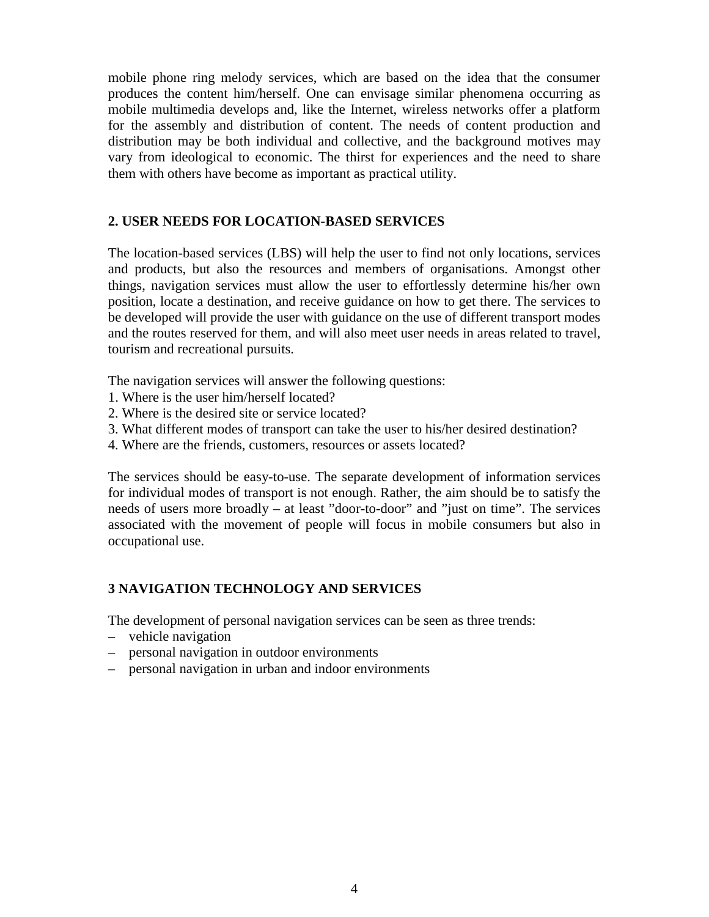mobile phone ring melody services, which are based on the idea that the consumer produces the content him/herself. One can envisage similar phenomena occurring as mobile multimedia develops and, like the Internet, wireless networks offer a platform for the assembly and distribution of content. The needs of content production and distribution may be both individual and collective, and the background motives may vary from ideological to economic. The thirst for experiences and the need to share them with others have become as important as practical utility.

## 2. USER NEEDS FOR LOCATION-BASED SERVICES

The location-based services (LBS) will help the user to find not only locations, services and products, but also the resources and members of organisations. Amongst other things, navigation services must allow the user to effortlessly determine his/her own position, locate a destination, and receive guidance on how to get there. The services to be developed will provide the user with guidance on the use of different transport modes and the routes reserved for them, and will also meet user needs in areas related to travel, tourism and recreational pursuits.

The navigation services will answer the following questions:

1. Where is the user him/herself located?
2. Where is the desired site or service located?
3. What different modes of transport can take the user to his/her desired destination?
4. Where are the friends, customers, resources or assets located?

The services should be easy-to-use. The separate development of information services for individual modes of transport is not enough. Rather, the aim should be to satisfy the needs of users more broadly – at least ”door-to-door” and ”just on time”. The services associated with the movement of people will focus in mobile consumers but also in occupational use.

## 3 NAVIGATION TECHNOLOGY AND SERVICES

The development of personal navigation services can be seen as three trends:

- vehicle navigation
- personal navigation in outdoor environments
- personal navigation in urban and indoor environments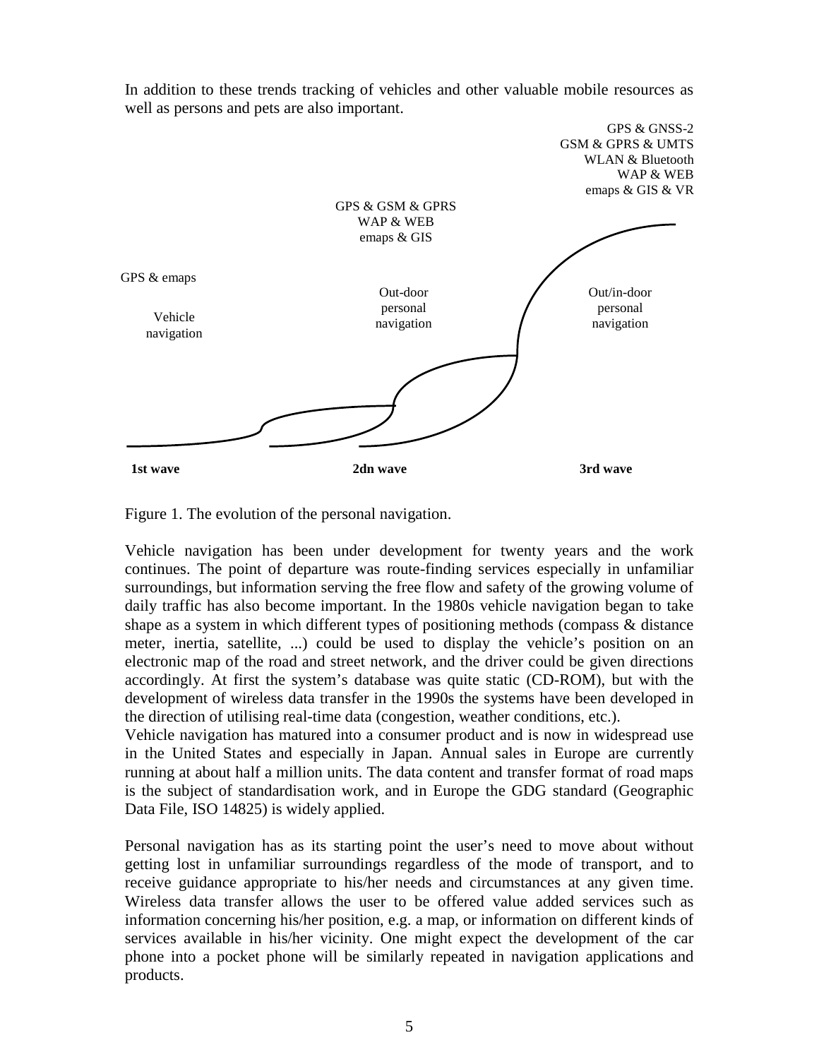In addition to these trends tracking of vehicles and other valuable mobile resources as well as persons and pets are also important.

GPS & GNSS-2
GSM & GPRS & UMTS
WLAN & Bluetooth
WAP & WEB
emaps & GIS & VR

GPS & GSM & GPRS
WAP & WEB
emaps & GIS

GPS & emaps

Vehicle navigation

Out-door personal navigation

Out/in-door personal navigation

**1st wave** **2dn wave** **3rd wave**

Figure 1. The evolution of the personal navigation.

Vehicle navigation has been under development for twenty years and the work continues. The point of departure was route-finding services especially in unfamiliar surroundings, but information serving the free flow and safety of the growing volume of daily traffic has also become important. In the 1980s vehicle navigation began to take shape as a system in which different types of positioning methods (compass & distance meter, inertia, satellite, ...) could be used to display the vehicle's position on an electronic map of the road and street network, and the driver could be given directions accordingly. At first the system's database was quite static (CD-ROM), but with the development of wireless data transfer in the 1990s the systems have been developed in the direction of utilising real-time data (congestion, weather conditions, etc.).

Vehicle navigation has matured into a consumer product and is now in widespread use in the United States and especially in Japan. Annual sales in Europe are currently running at about half a million units. The data content and transfer format of road maps is the subject of standardisation work, and in Europe the GDG standard (Geographic Data File, ISO 14825) is widely applied.

Personal navigation has as its starting point the user's need to move about without getting lost in unfamiliar surroundings regardless of the mode of transport, and to receive guidance appropriate to his/her needs and circumstances at any given time. Wireless data transfer allows the user to be offered value added services such as information concerning his/her position, e.g. a map, or information on different kinds of services available in his/her vicinity. One might expect the development of the car phone into a pocket phone will be similarly repeated in navigation applications and products.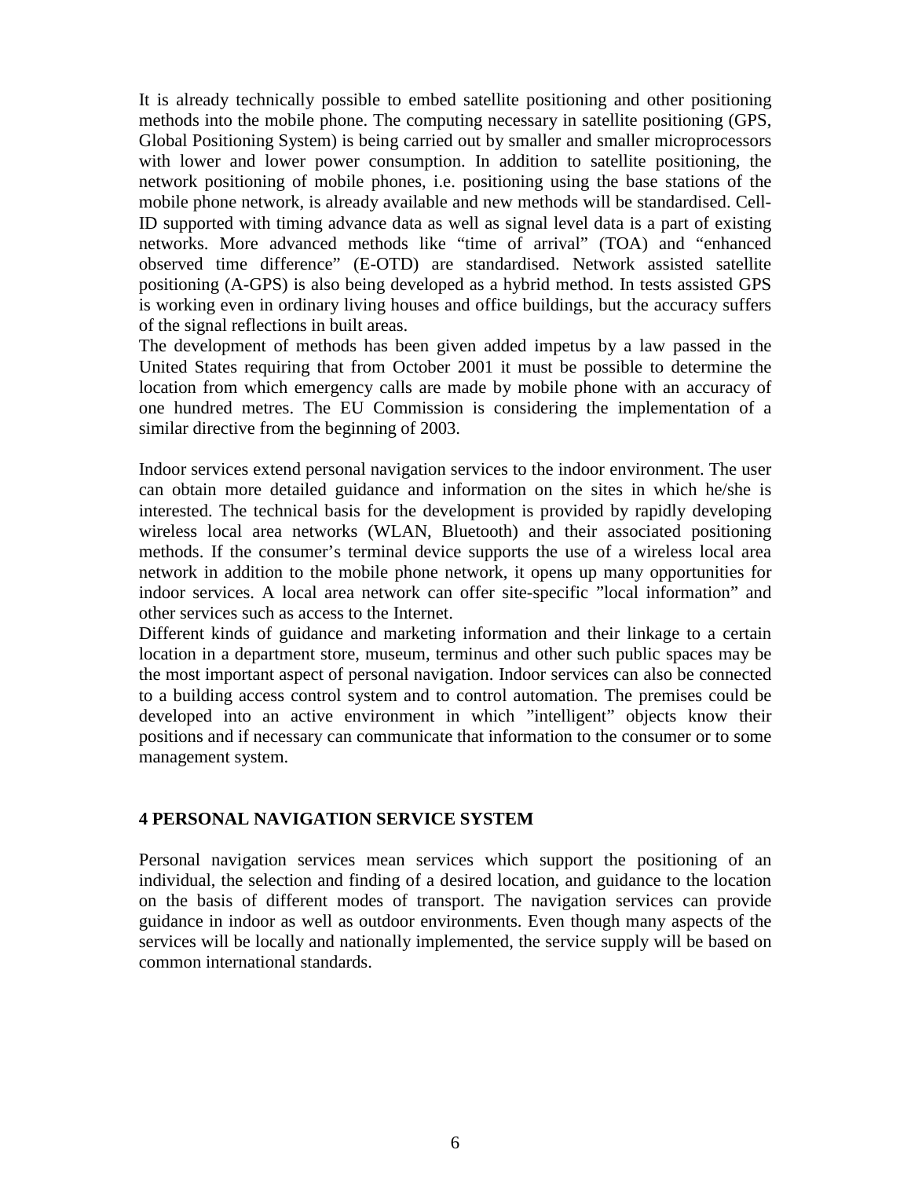It is already technically possible to embed satellite positioning and other positioning methods into the mobile phone. The computing necessary in satellite positioning (GPS, Global Positioning System) is being carried out by smaller and smaller microprocessors with lower and lower power consumption. In addition to satellite positioning, the network positioning of mobile phones, i.e. positioning using the base stations of the mobile phone network, is already available and new methods will be standardised. Cell-ID supported with timing advance data as well as signal level data is a part of existing networks. More advanced methods like "time of arrival" (TOA) and "enhanced observed time difference" (E-OTD) are standardised. Network assisted satellite positioning (A-GPS) is also being developed as a hybrid method. In tests assisted GPS is working even in ordinary living houses and office buildings, but the accuracy suffers of the signal reflections in built areas.

The development of methods has been given added impetus by a law passed in the United States requiring that from October 2001 it must be possible to determine the location from which emergency calls are made by mobile phone with an accuracy of one hundred metres. The EU Commission is considering the implementation of a similar directive from the beginning of 2003.

Indoor services extend personal navigation services to the indoor environment. The user can obtain more detailed guidance and information on the sites in which he/she is interested. The technical basis for the development is provided by rapidly developing wireless local area networks (WLAN, Bluetooth) and their associated positioning methods. If the consumer's terminal device supports the use of a wireless local area network in addition to the mobile phone network, it opens up many opportunities for indoor services. A local area network can offer site-specific "local information" and other services such as access to the Internet.

Different kinds of guidance and marketing information and their linkage to a certain location in a department store, museum, terminus and other such public spaces may be the most important aspect of personal navigation. Indoor services can also be connected to a building access control system and to control automation. The premises could be developed into an active environment in which "intelligent" objects know their positions and if necessary can communicate that information to the consumer or to some management system.

## 4 PERSONAL NAVIGATION SERVICE SYSTEM

Personal navigation services mean services which support the positioning of an individual, the selection and finding of a desired location, and guidance to the location on the basis of different modes of transport. The navigation services can provide guidance in indoor as well as outdoor environments. Even though many aspects of the services will be locally and nationally implemented, the service supply will be based on common international standards.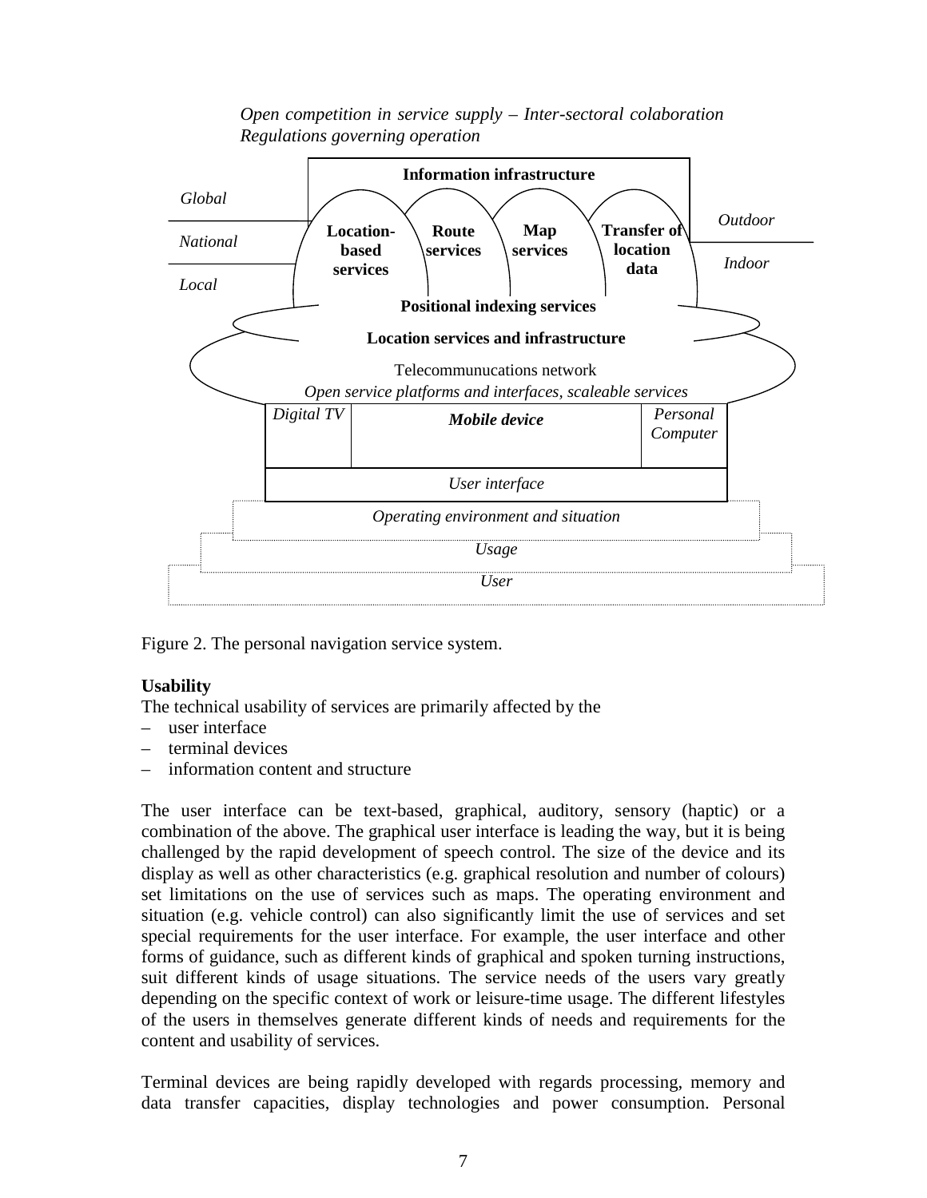*Open competition in service supply – Inter-sectoral colaboration*
*Regulations governing operation*

**Information infrastructure**

Global

National

Local

**Location-based services**

**Route services**

**Map services**

**Transfer of location data**

Outdoor

Indoor

**Positional indexing services**

**Location services and infrastructure**

Telecommunucations network

*Open service platforms and interfaces, scaleable services*

*Digital TV*

***Mobile device***

*Personal Computer*

*User interface*

*Operating environment and situation*

*Usage*

*User*

Figure 2. The personal navigation service system.

**Usability**

The technical usability of services are primarily affected by the

- user interface
- terminal devices
- information content and structure

The user interface can be text-based, graphical, auditory, sensory (haptic) or a combination of the above. The graphical user interface is leading the way, but it is being challenged by the rapid development of speech control. The size of the device and its display as well as other characteristics (e.g. graphical resolution and number of colours) set limitations on the use of services such as maps. The operating environment and situation (e.g. vehicle control) can also significantly limit the use of services and set special requirements for the user interface. For example, the user interface and other forms of guidance, such as different kinds of graphical and spoken turning instructions, suit different kinds of usage situations. The service needs of the users vary greatly depending on the specific context of work or leisure-time usage. The different lifestyles of the users in themselves generate different kinds of needs and requirements for the content and usability of services.

Terminal devices are being rapidly developed with regards processing, memory and data transfer capacities, display technologies and power consumption. Personal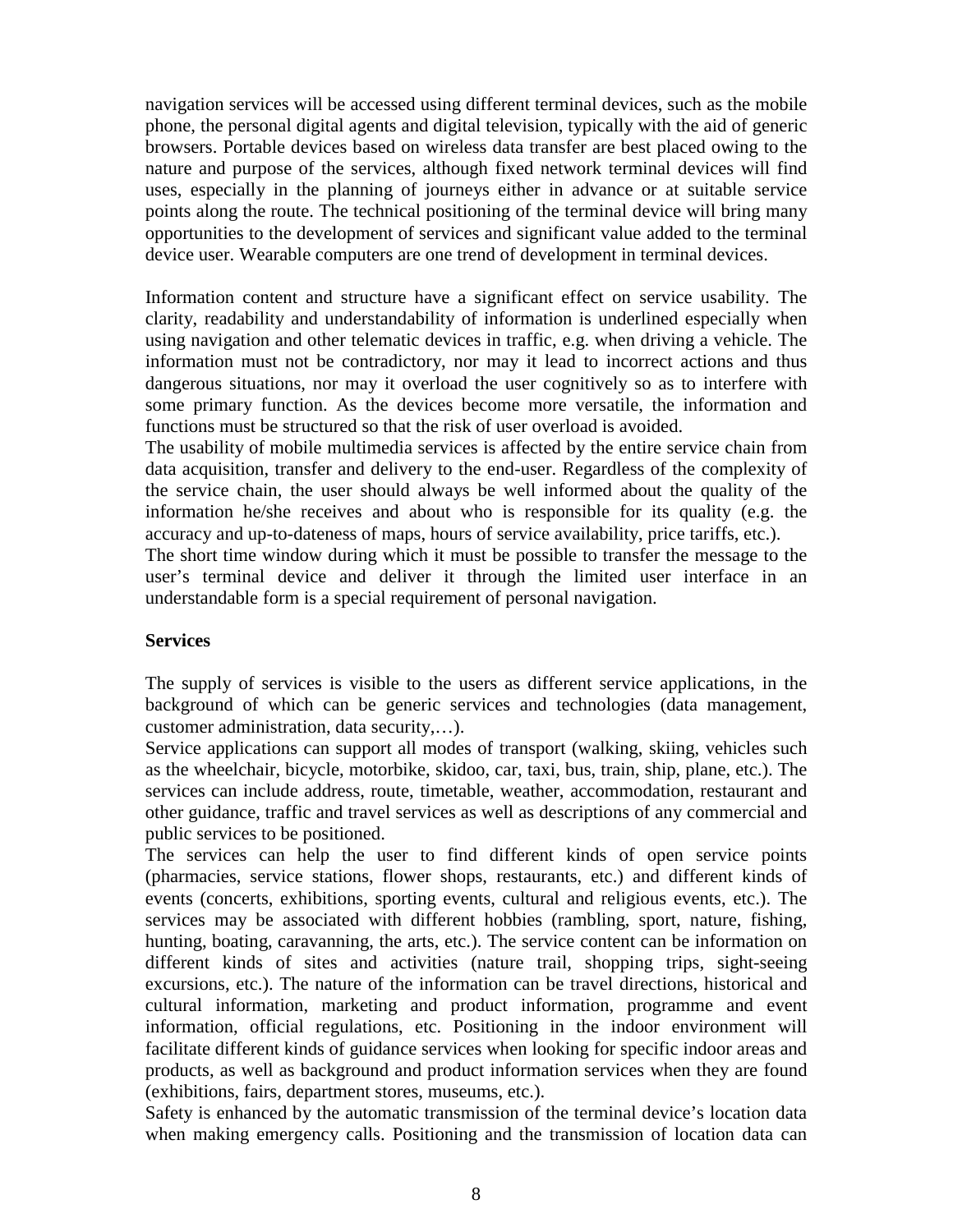navigation services will be accessed using different terminal devices, such as the mobile phone, the personal digital agents and digital television, typically with the aid of generic browsers. Portable devices based on wireless data transfer are best placed owing to the nature and purpose of the services, although fixed network terminal devices will find uses, especially in the planning of journeys either in advance or at suitable service points along the route. The technical positioning of the terminal device will bring many opportunities to the development of services and significant value added to the terminal device user. Wearable computers are one trend of development in terminal devices.

Information content and structure have a significant effect on service usability. The clarity, readability and understandability of information is underlined especially when using navigation and other telematic devices in traffic, e.g. when driving a vehicle. The information must not be contradictory, nor may it lead to incorrect actions and thus dangerous situations, nor may it overload the user cognitively so as to interfere with some primary function. As the devices become more versatile, the information and functions must be structured so that the risk of user overload is avoided.

The usability of mobile multimedia services is affected by the entire service chain from data acquisition, transfer and delivery to the end-user. Regardless of the complexity of the service chain, the user should always be well informed about the quality of the information he/she receives and about who is responsible for its quality (e.g. the accuracy and up-to-dateness of maps, hours of service availability, price tariffs, etc.).

The short time window during which it must be possible to transfer the message to the user's terminal device and deliver it through the limited user interface in an understandable form is a special requirement of personal navigation.

**Services**

The supply of services is visible to the users as different service applications, in the background of which can be generic services and technologies (data management, customer administration, data security,…).

Service applications can support all modes of transport (walking, skiing, vehicles such as the wheelchair, bicycle, motorbike, skidoo, car, taxi, bus, train, ship, plane, etc.). The services can include address, route, timetable, weather, accommodation, restaurant and other guidance, traffic and travel services as well as descriptions of any commercial and public services to be positioned.

The services can help the user to find different kinds of open service points (pharmacies, service stations, flower shops, restaurants, etc.) and different kinds of events (concerts, exhibitions, sporting events, cultural and religious events, etc.). The services may be associated with different hobbies (rambling, sport, nature, fishing, hunting, boating, caravanning, the arts, etc.). The service content can be information on different kinds of sites and activities (nature trail, shopping trips, sight-seeing excursions, etc.). The nature of the information can be travel directions, historical and cultural information, marketing and product information, programme and event information, official regulations, etc. Positioning in the indoor environment will facilitate different kinds of guidance services when looking for specific indoor areas and products, as well as background and product information services when they are found (exhibitions, fairs, department stores, museums, etc.).

Safety is enhanced by the automatic transmission of the terminal device's location data when making emergency calls. Positioning and the transmission of location data can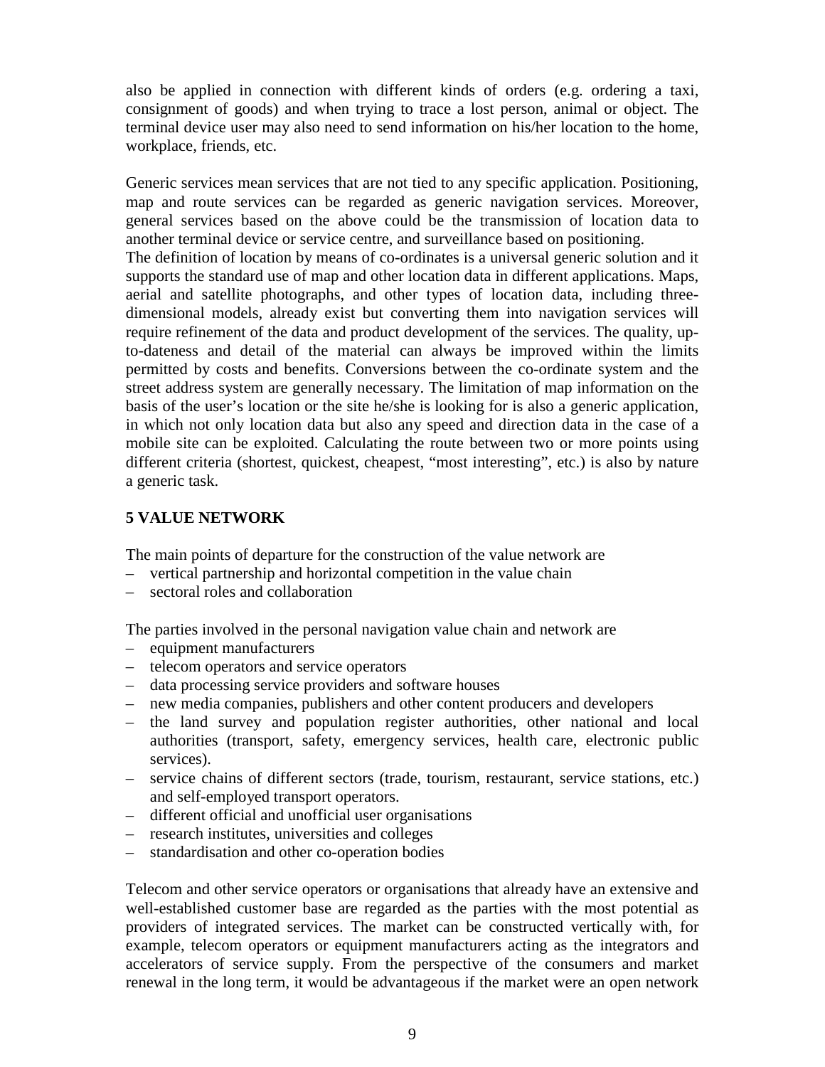also be applied in connection with different kinds of orders (e.g. ordering a taxi, consignment of goods) and when trying to trace a lost person, animal or object. The terminal device user may also need to send information on his/her location to the home, workplace, friends, etc.

Generic services mean services that are not tied to any specific application. Positioning, map and route services can be regarded as generic navigation services. Moreover, general services based on the above could be the transmission of location data to another terminal device or service centre, and surveillance based on positioning.
The definition of location by means of co-ordinates is a universal generic solution and it supports the standard use of map and other location data in different applications. Maps, aerial and satellite photographs, and other types of location data, including three-dimensional models, already exist but converting them into navigation services will require refinement of the data and product development of the services. The quality, up-to-dateness and detail of the material can always be improved within the limits permitted by costs and benefits. Conversions between the co-ordinate system and the street address system are generally necessary. The limitation of map information on the basis of the user's location or the site he/she is looking for is also a generic application, in which not only location data but also any speed and direction data in the case of a mobile site can be exploited. Calculating the route between two or more points using different criteria (shortest, quickest, cheapest, "most interesting", etc.) is also by nature a generic task.

## 5 VALUE NETWORK

The main points of departure for the construction of the value network are

– vertical partnership and horizontal competition in the value chain
– sectoral roles and collaboration

The parties involved in the personal navigation value chain and network are

– equipment manufacturers
– telecom operators and service operators
– data processing service providers and software houses
– new media companies, publishers and other content producers and developers
– the land survey and population register authorities, other national and local authorities (transport, safety, emergency services, health care, electronic public services).
– service chains of different sectors (trade, tourism, restaurant, service stations, etc.) and self-employed transport operators.
– different official and unofficial user organisations
– research institutes, universities and colleges
– standardisation and other co-operation bodies

Telecom and other service operators or organisations that already have an extensive and well-established customer base are regarded as the parties with the most potential as providers of integrated services. The market can be constructed vertically with, for example, telecom operators or equipment manufacturers acting as the integrators and accelerators of service supply. From the perspective of the consumers and market renewal in the long term, it would be advantageous if the market were an open network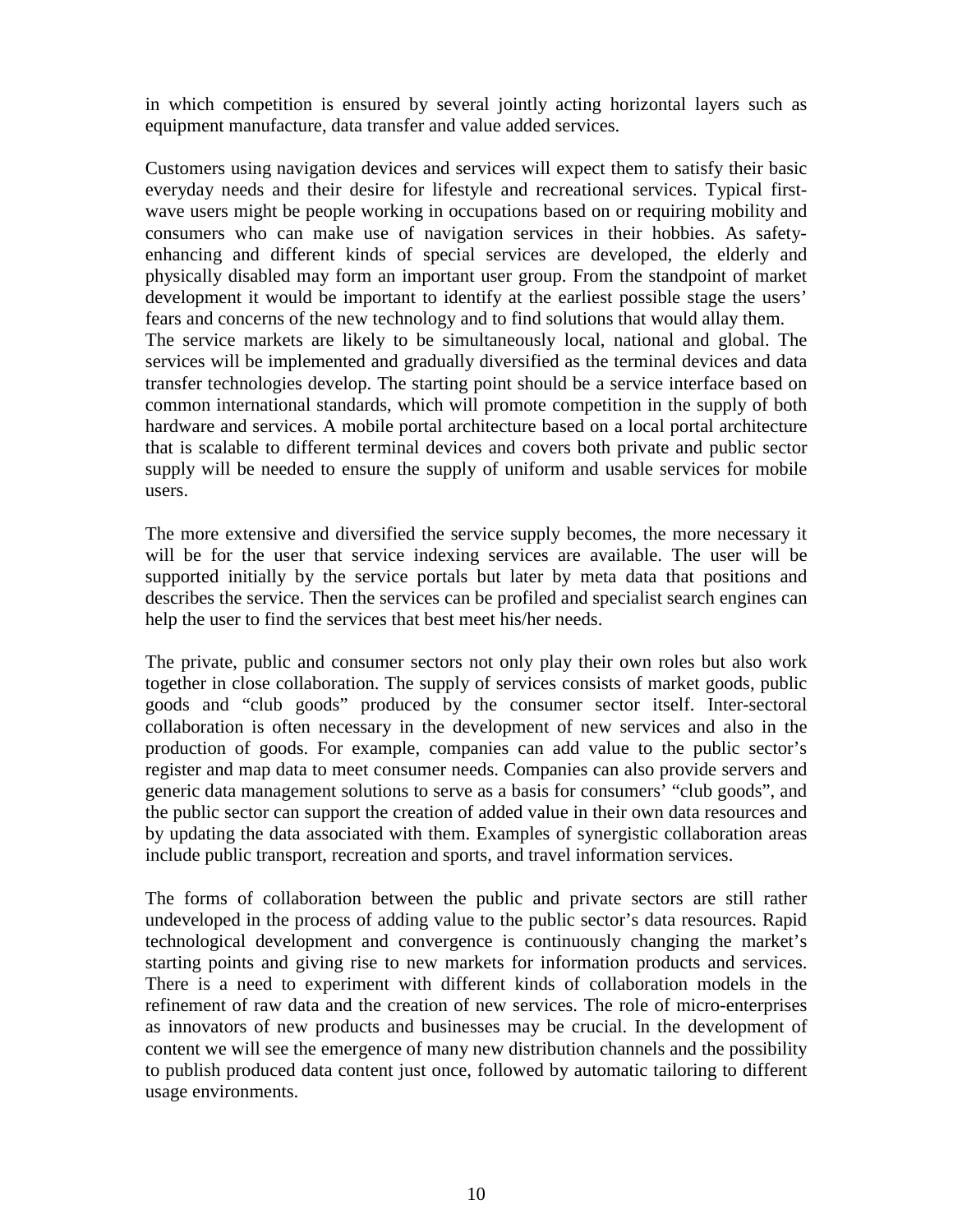in which competition is ensured by several jointly acting horizontal layers such as equipment manufacture, data transfer and value added services.

Customers using navigation devices and services will expect them to satisfy their basic everyday needs and their desire for lifestyle and recreational services. Typical first-wave users might be people working in occupations based on or requiring mobility and consumers who can make use of navigation services in their hobbies. As safety-enhancing and different kinds of special services are developed, the elderly and physically disabled may form an important user group. From the standpoint of market development it would be important to identify at the earliest possible stage the users' fears and concerns of the new technology and to find solutions that would allay them.
The service markets are likely to be simultaneously local, national and global. The services will be implemented and gradually diversified as the terminal devices and data transfer technologies develop. The starting point should be a service interface based on common international standards, which will promote competition in the supply of both hardware and services. A mobile portal architecture based on a local portal architecture that is scalable to different terminal devices and covers both private and public sector supply will be needed to ensure the supply of uniform and usable services for mobile users.

The more extensive and diversified the service supply becomes, the more necessary it will be for the user that service indexing services are available. The user will be supported initially by the service portals but later by meta data that positions and describes the service. Then the services can be profiled and specialist search engines can help the user to find the services that best meet his/her needs.

The private, public and consumer sectors not only play their own roles but also work together in close collaboration. The supply of services consists of market goods, public goods and "club goods" produced by the consumer sector itself. Inter-sectoral collaboration is often necessary in the development of new services and also in the production of goods. For example, companies can add value to the public sector's register and map data to meet consumer needs. Companies can also provide servers and generic data management solutions to serve as a basis for consumers' "club goods", and the public sector can support the creation of added value in their own data resources and by updating the data associated with them. Examples of synergistic collaboration areas include public transport, recreation and sports, and travel information services.

The forms of collaboration between the public and private sectors are still rather undeveloped in the process of adding value to the public sector's data resources. Rapid technological development and convergence is continuously changing the market's starting points and giving rise to new markets for information products and services. There is a need to experiment with different kinds of collaboration models in the refinement of raw data and the creation of new services. The role of micro-enterprises as innovators of new products and businesses may be crucial. In the development of content we will see the emergence of many new distribution channels and the possibility to publish produced data content just once, followed by automatic tailoring to different usage environments.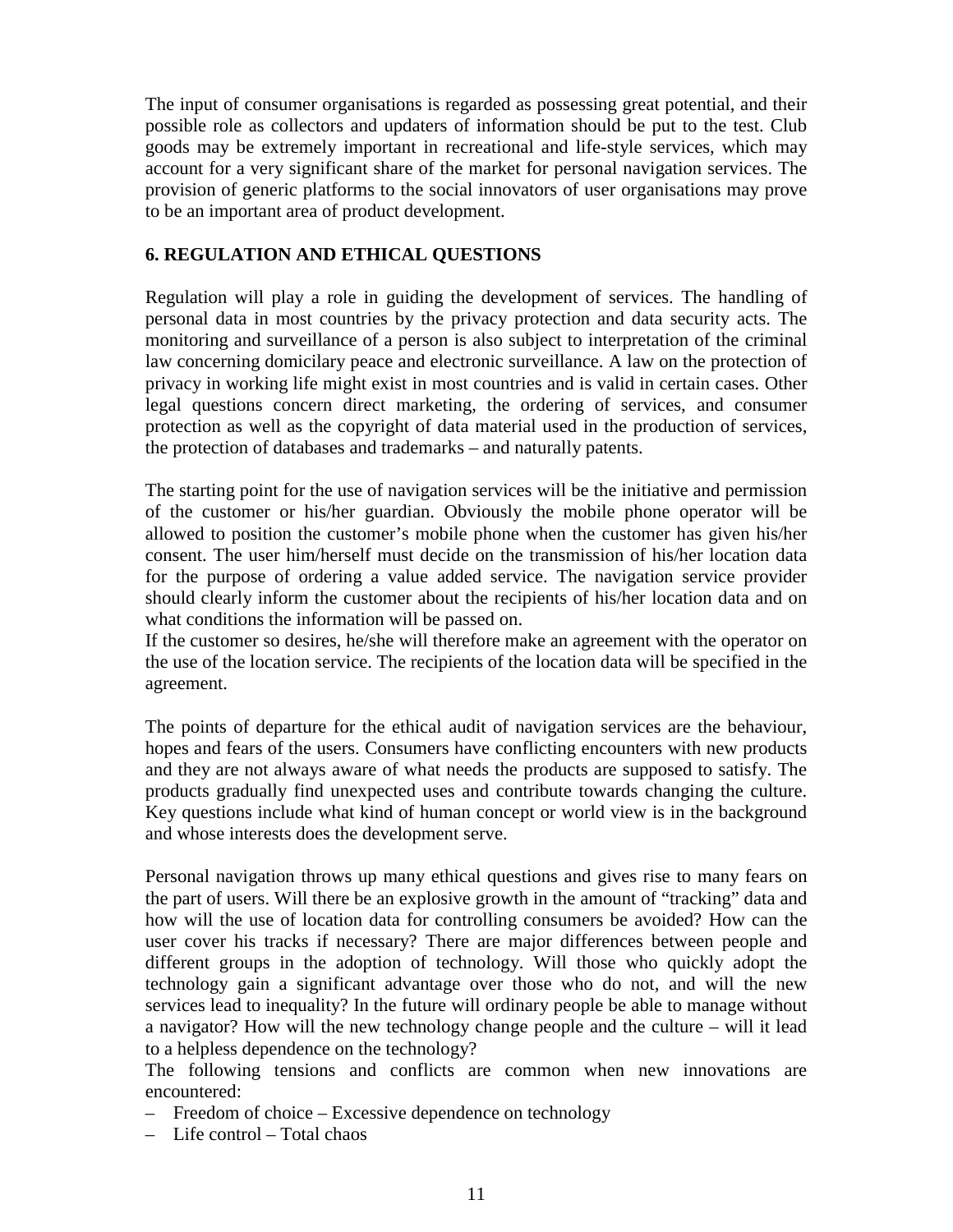The input of consumer organisations is regarded as possessing great potential, and their possible role as collectors and updaters of information should be put to the test. Club goods may be extremely important in recreational and life-style services, which may account for a very significant share of the market for personal navigation services. The provision of generic platforms to the social innovators of user organisations may prove to be an important area of product development.

## 6. REGULATION AND ETHICAL QUESTIONS

Regulation will play a role in guiding the development of services. The handling of personal data in most countries by the privacy protection and data security acts. The monitoring and surveillance of a person is also subject to interpretation of the criminal law concerning domicilary peace and electronic surveillance. A law on the protection of privacy in working life might exist in most countries and is valid in certain cases. Other legal questions concern direct marketing, the ordering of services, and consumer protection as well as the copyright of data material used in the production of services, the protection of databases and trademarks – and naturally patents.

The starting point for the use of navigation services will be the initiative and permission of the customer or his/her guardian. Obviously the mobile phone operator will be allowed to position the customer's mobile phone when the customer has given his/her consent. The user him/herself must decide on the transmission of his/her location data for the purpose of ordering a value added service. The navigation service provider should clearly inform the customer about the recipients of his/her location data and on what conditions the information will be passed on.
If the customer so desires, he/she will therefore make an agreement with the operator on the use of the location service. The recipients of the location data will be specified in the agreement.

The points of departure for the ethical audit of navigation services are the behaviour, hopes and fears of the users. Consumers have conflicting encounters with new products and they are not always aware of what needs the products are supposed to satisfy. The products gradually find unexpected uses and contribute towards changing the culture. Key questions include what kind of human concept or world view is in the background and whose interests does the development serve.

Personal navigation throws up many ethical questions and gives rise to many fears on the part of users. Will there be an explosive growth in the amount of "tracking" data and how will the use of location data for controlling consumers be avoided? How can the user cover his tracks if necessary? There are major differences between people and different groups in the adoption of technology. Will those who quickly adopt the technology gain a significant advantage over those who do not, and will the new services lead to inequality? In the future will ordinary people be able to manage without a navigator? How will the new technology change people and the culture – will it lead to a helpless dependence on the technology?
The following tensions and conflicts are common when new innovations are encountered:

- Freedom of choice – Excessive dependence on technology
- Life control – Total chaos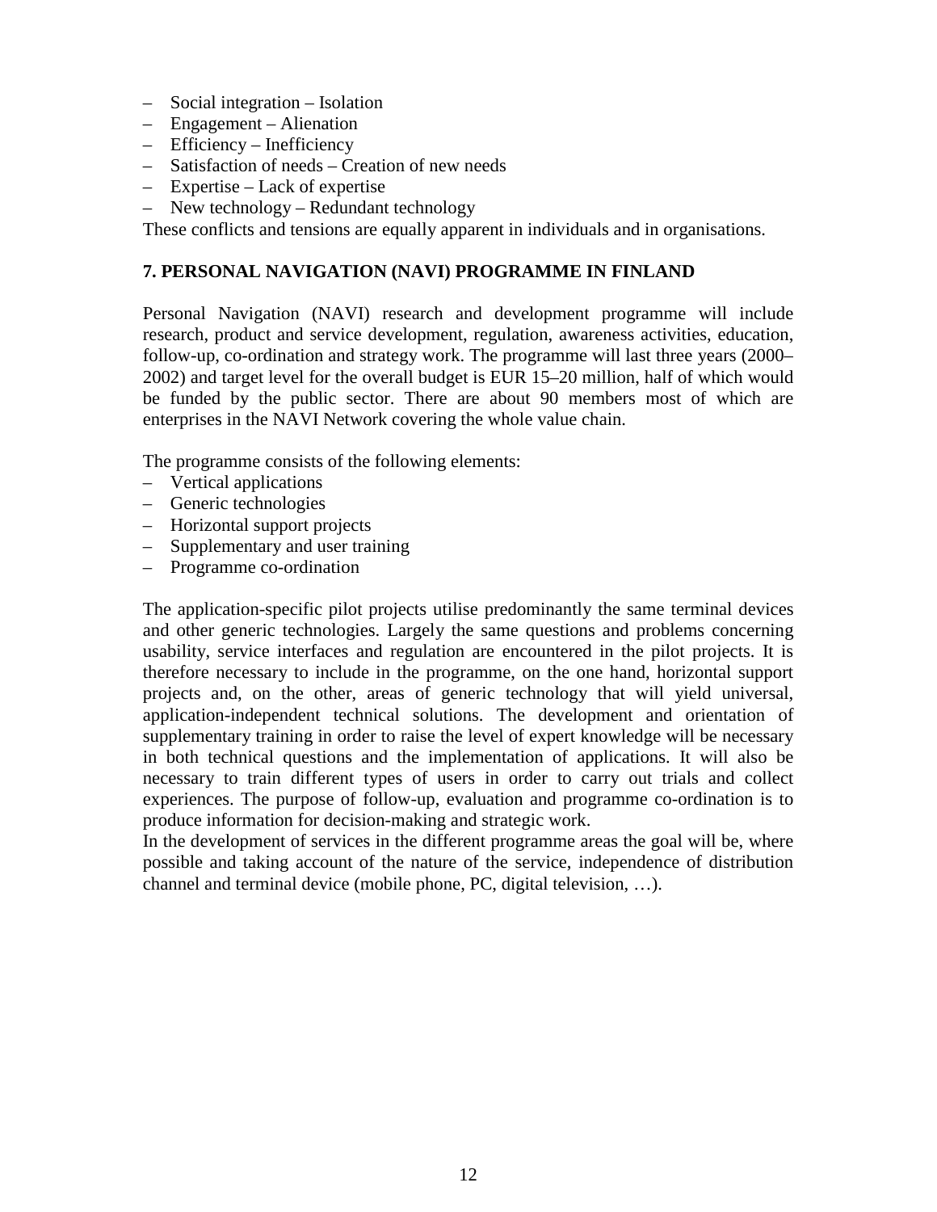- Social integration – Isolation
- Engagement – Alienation
- Efficiency – Inefficiency
- Satisfaction of needs – Creation of new needs
- Expertise – Lack of expertise
- New technology – Redundant technology

These conflicts and tensions are equally apparent in individuals and in organisations.

## 7. PERSONAL NAVIGATION (NAVI) PROGRAMME IN FINLAND

Personal Navigation (NAVI) research and development programme will include research, product and service development, regulation, awareness activities, education, follow-up, co-ordination and strategy work. The programme will last three years (2000–2002) and target level for the overall budget is EUR 15–20 million, half of which would be funded by the public sector. There are about 90 members most of which are enterprises in the NAVI Network covering the whole value chain.

The programme consists of the following elements:

- Vertical applications
- Generic technologies
- Horizontal support projects
- Supplementary and user training
- Programme co-ordination

The application-specific pilot projects utilise predominantly the same terminal devices and other generic technologies. Largely the same questions and problems concerning usability, service interfaces and regulation are encountered in the pilot projects. It is therefore necessary to include in the programme, on the one hand, horizontal support projects and, on the other, areas of generic technology that will yield universal, application-independent technical solutions. The development and orientation of supplementary training in order to raise the level of expert knowledge will be necessary in both technical questions and the implementation of applications. It will also be necessary to train different types of users in order to carry out trials and collect experiences. The purpose of follow-up, evaluation and programme co-ordination is to produce information for decision-making and strategic work.

In the development of services in the different programme areas the goal will be, where possible and taking account of the nature of the service, independence of distribution channel and terminal device (mobile phone, PC, digital television, …).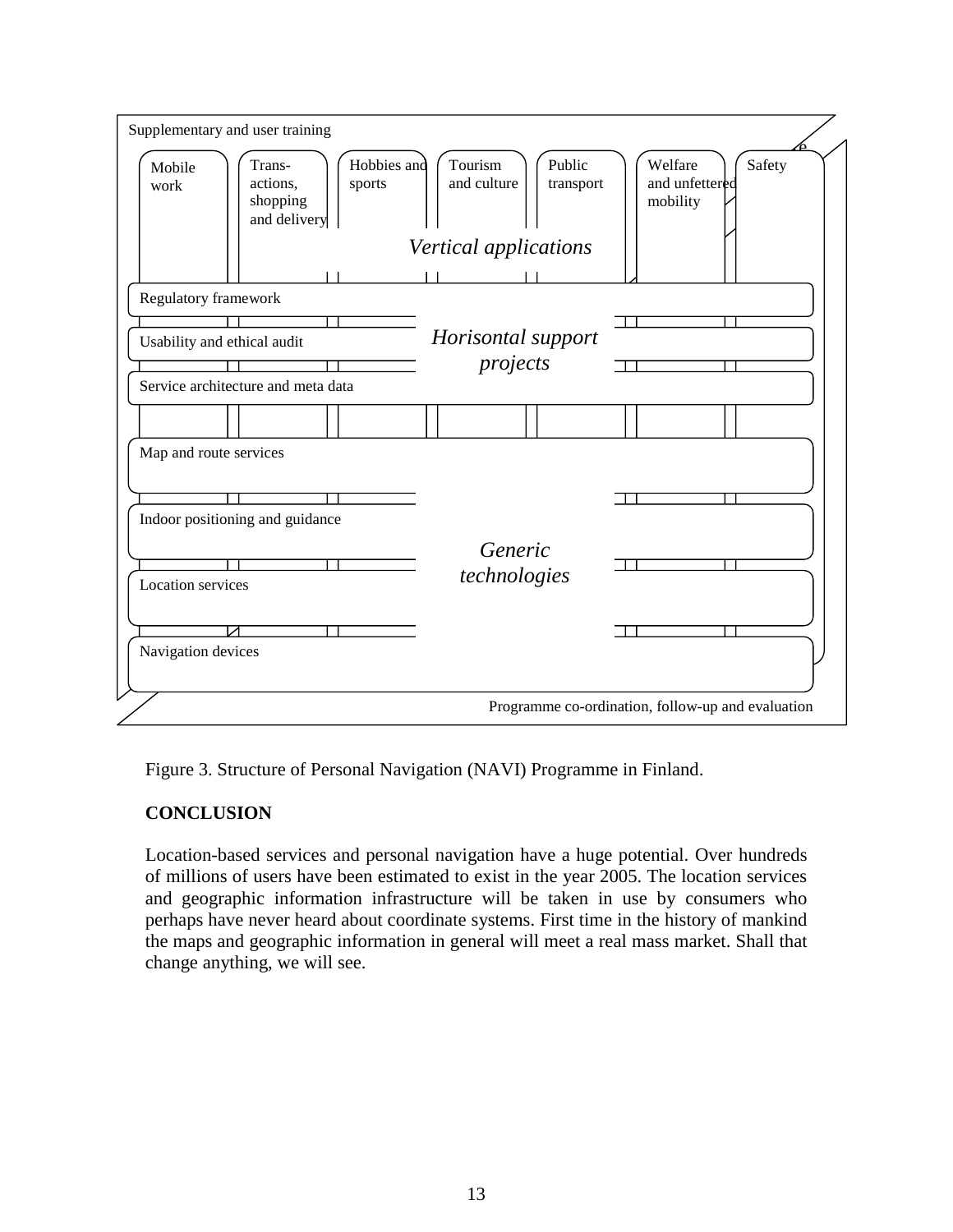Supplementary and user training

| Mobile work | Trans-actions, shopping and delivery | Hobbies and sports | Tourism and culture | Public transport | Welfare and unfettered mobility | Safety |
|---|---|---|---|---|---|---|

*Vertical applications*

Regulatory framework

Usability and ethical audit

Service architecture and meta data

*Horisontal support projects*

Map and route services

Indoor positioning and guidance

Location services

Navigation devices

*Generic technologies*

Programme co-ordination, follow-up and evaluation

Figure 3. Structure of Personal Navigation (NAVI) Programme in Finland.

**CONCLUSION**

Location-based services and personal navigation have a huge potential. Over hundreds of millions of users have been estimated to exist in the year 2005. The location services and geographic information infrastructure will be taken in use by consumers who perhaps have never heard about coordinate systems. First time in the history of mankind the maps and geographic information in general will meet a real mass market. Shall that change anything, we will see.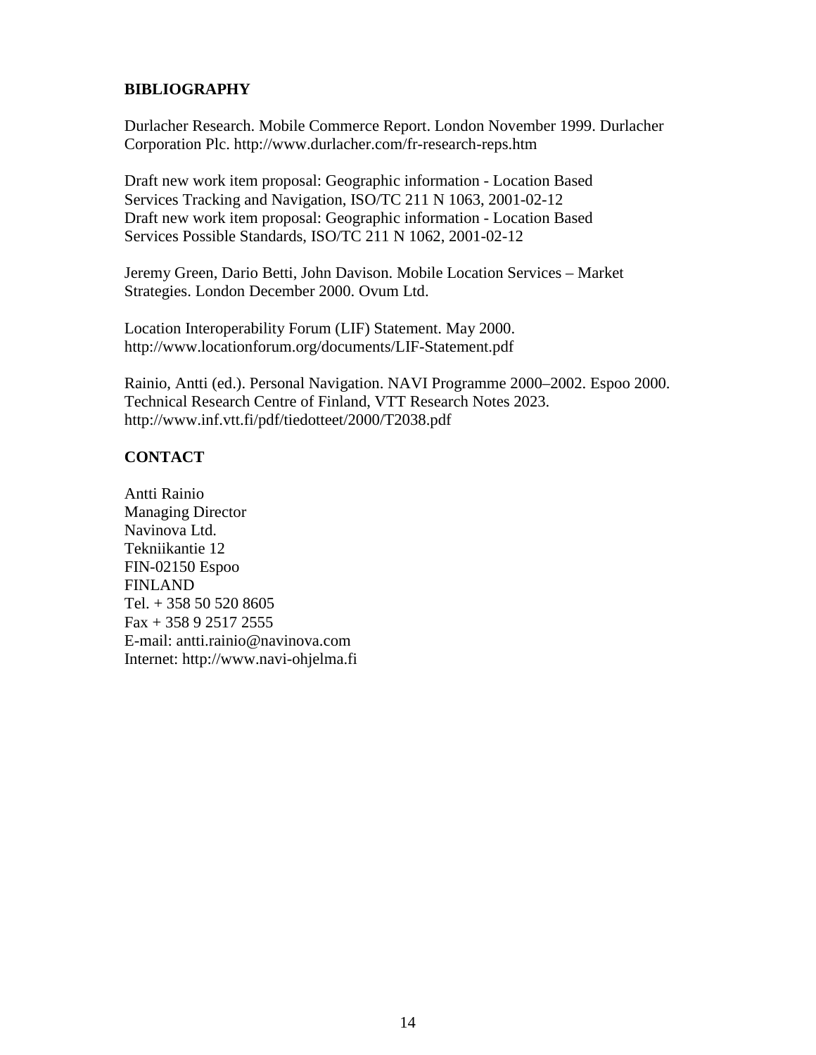## BIBLIOGRAPHY

Durlacher Research. Mobile Commerce Report. London November 1999. Durlacher Corporation Plc. http://www.durlacher.com/fr-research-reps.htm

Draft new work item proposal: Geographic information - Location Based Services Tracking and Navigation, ISO/TC 211 N 1063, 2001-02-12
Draft new work item proposal: Geographic information - Location Based Services Possible Standards, ISO/TC 211 N 1062, 2001-02-12

Jeremy Green, Dario Betti, John Davison. Mobile Location Services – Market Strategies. London December 2000. Ovum Ltd.

Location Interoperability Forum (LIF) Statement. May 2000. http://www.locationforum.org/documents/LIF-Statement.pdf

Rainio, Antti (ed.). Personal Navigation. NAVI Programme 2000–2002. Espoo 2000. Technical Research Centre of Finland, VTT Research Notes 2023. http://www.inf.vtt.fi/pdf/tiedotteet/2000/T2038.pdf

## CONTACT

Antti Rainio
Managing Director
Navinova Ltd.
Tekniikantie 12
FIN-02150 Espoo
FINLAND
Tel. + 358 50 520 8605
Fax + 358 9 2517 2555
E-mail: antti.rainio@navinova.com
Internet: http://www.navi-ohjelma.fi